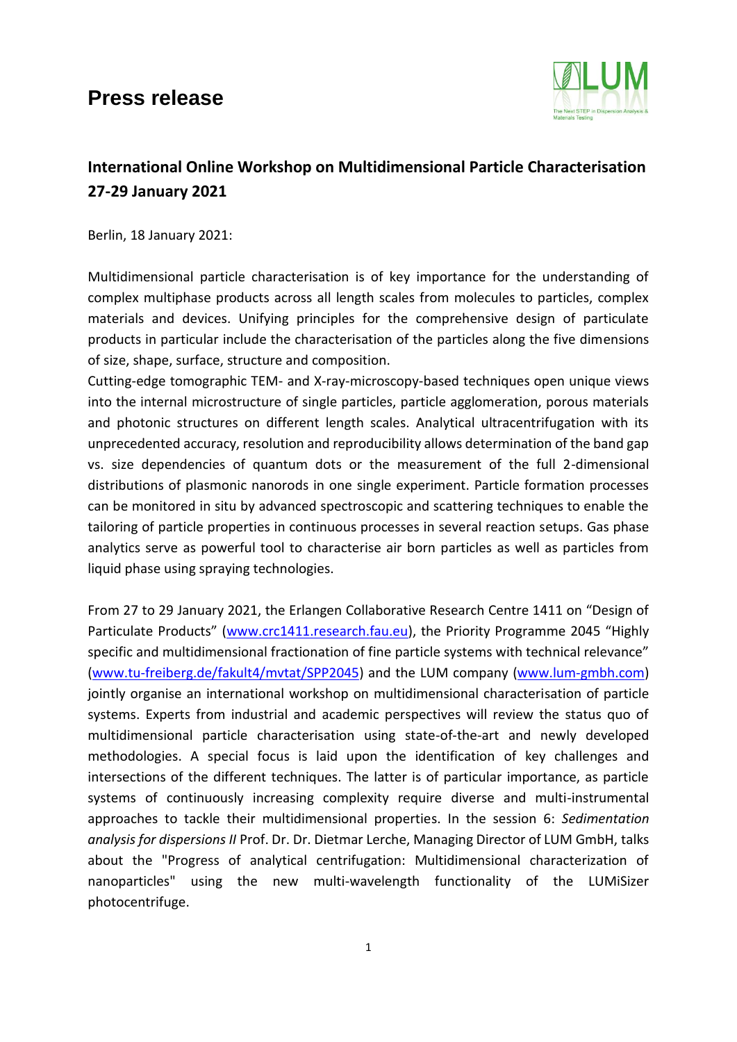# Press release

## International Online Workshop on Multidimensional Particle Characterisation 27-29 January 2021

Berlin, 18 January 2021:

Multidimensional particle characterisation is of key importance for the understanding of complex multiphase products across all length scales from molecules to particles, complex materials and devices. Unifying principles for the comprehensive design of particulate products in particular include the characterisation of the particles along the five dimensions of size, shape, surface, structure and composition.

Cutting-edge tomographic TEM- and X-ray-microscopy-based techniques open unique views into the internal microstructure of single particles, particle agglomeration, porous materials and photonic structures on different length scales. Analytical ultracentrifugation with its unprecedented accuracy, resolution and reproducibility allows determination of the band gap vs. size dependencies of quantum dots or the measurement of the full 2-dimensional distributions of plasmonic nanorods in one single experiment. Particle formation processes can be monitored in situ by advanced spectroscopic and scattering techniques to enable the tailoring of particle properties in continuous processes in several reaction setups. Gas phase analytics serve as powerful tool to characterise air born particles as well as particles from liquid phase using spraying technologies.

From 27 to 29 January 2021, the Erlangen Collaborative Research Centre 1411 on “Design of Particulate Products” (www.crc1411.research.fau.eu), the Priority Programme 2045 “Highly specific and multidimensional fractionation of fine particle systems with technical relevance” (www.tu-freiberg.de/fakult4/mvtat/SPP2045) and the LUM company (www.lum-gmbh.com) jointly organise an international workshop on multidimensional characterisation of particle systems. Experts from industrial and academic perspectives will review the status quo of multidimensional particle characterisation using state-of-the-art and newly developed methodologies. A special focus is laid upon the identification of key challenges and intersections of the different techniques. The latter is of particular importance, as particle systems of continuously increasing complexity require diverse and multi-instrumental approaches to tackle their multidimensional properties. In the session 6: *Sedimentation analysis for dispersions II* Prof. Dr. Dr. Dietmar Lerche, Managing Director of LUM GmbH, talks about the "Progress of analytical centrifugation: Multidimensional characterization of nanoparticles" using the new multi-wavelength functionality of the LUMiSizer photocentrifuge.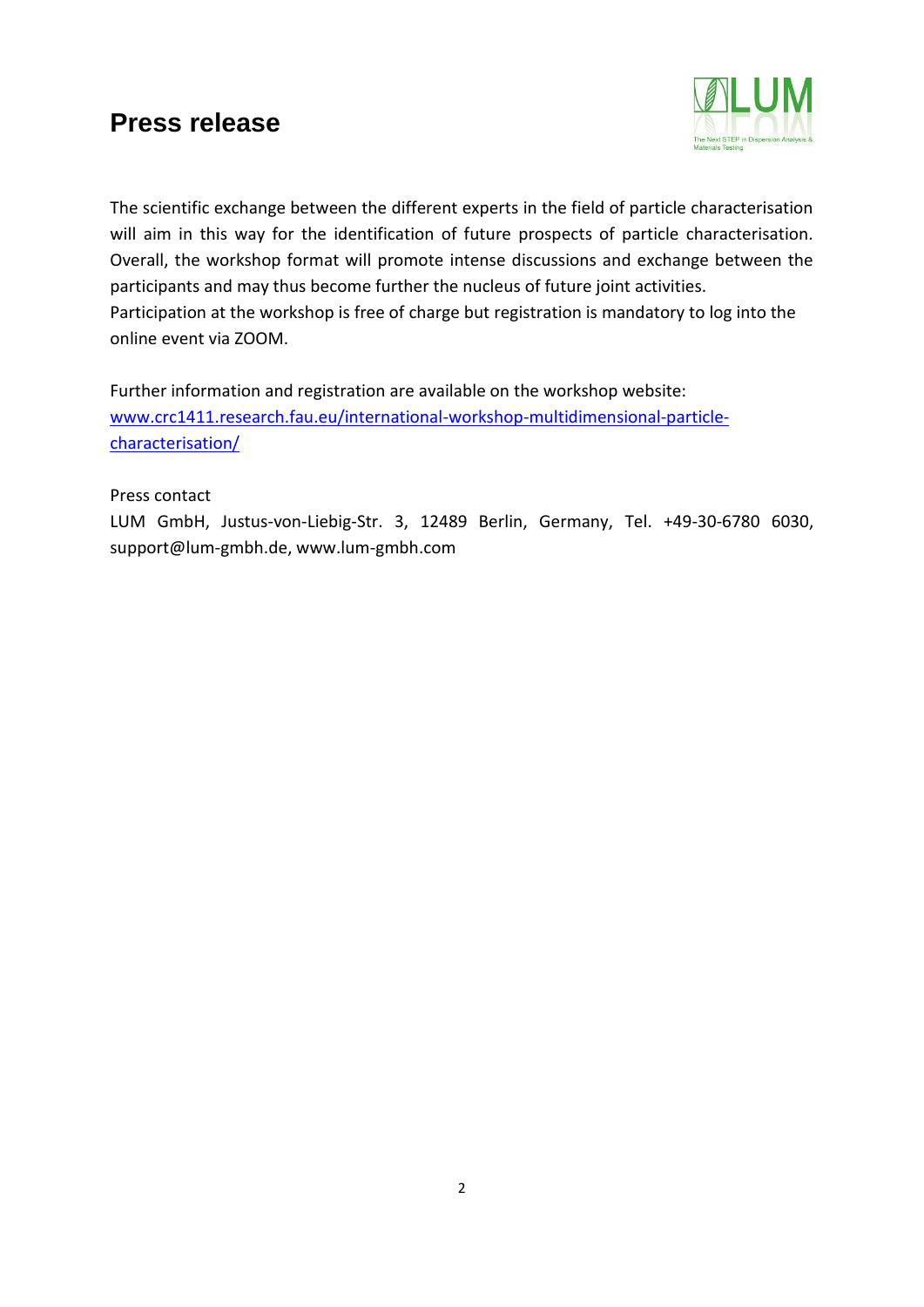# Press release

The scientific exchange between the different experts in the field of particle characterisation will aim in this way for the identification of future prospects of particle characterisation. Overall, the workshop format will promote intense discussions and exchange between the participants and may thus become further the nucleus of future joint activities.
Participation at the workshop is free of charge but registration is mandatory to log into the online event via ZOOM.

Further information and registration are available on the workshop website:
[www.crc1411.research.fau.eu/international-workshop-multidimensional-particle-characterisation/](www.crc1411.research.fau.eu/international-workshop-multidimensional-particle-characterisation/)

Press contact
LUM GmbH, Justus-von-Liebig-Str. 3, 12489 Berlin, Germany, Tel. +49-30-6780 6030, support@lum-gmbh.de, www.lum-gmbh.com